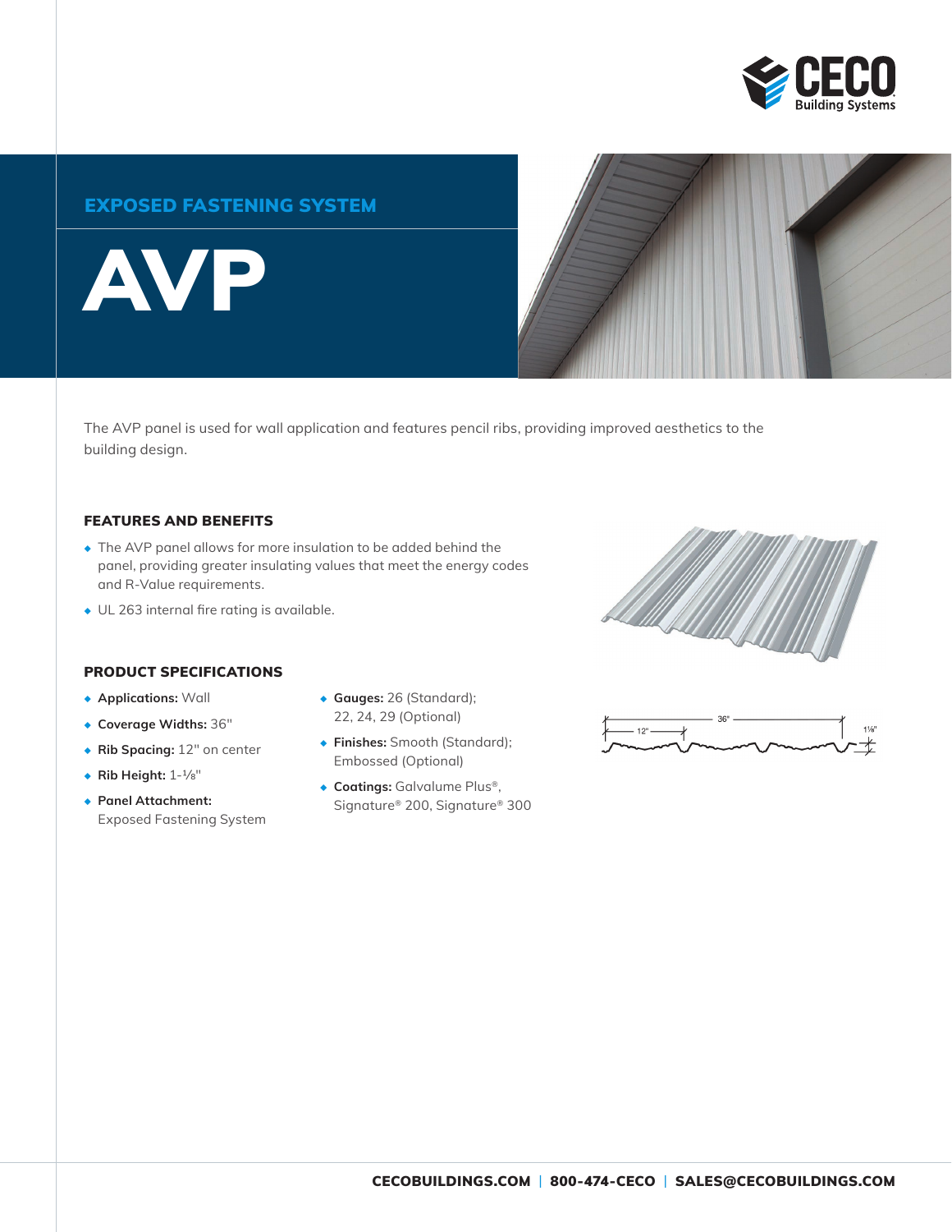# EXPOSED FASTENING SYSTEM

# AVP

The AVP panel is used for wall application and features pencil ribs, providing improved aesthetics to the building design.

## FEATURES AND BENEFITS

- The AVP panel allows for more insulation to be added behind the panel, providing greater insulating values that meet the energy codes and R-Value requirements.
- UL 263 internal fire rating is available.

## PRODUCT SPECIFICATIONS

- **Applications:** Wall
- **Coverage Widths:** 36"
- **Rib Spacing:** 12" on center
- **Rib Height:** 1-⅛"
- **Panel Attachment:** Exposed Fastening System
- **Gauges:** 26 (Standard); 22, 24, 29 (Optional)
- **Finishes:** Smooth (Standard); Embossed (Optional)
- **Coatings:** Galvalume Plus®, Signature® 200, Signature® 300

36"
12"
1⅛"

CECOBUILDINGS.COM | 800-474-CECO | SALES@CECOBUILDINGS.COM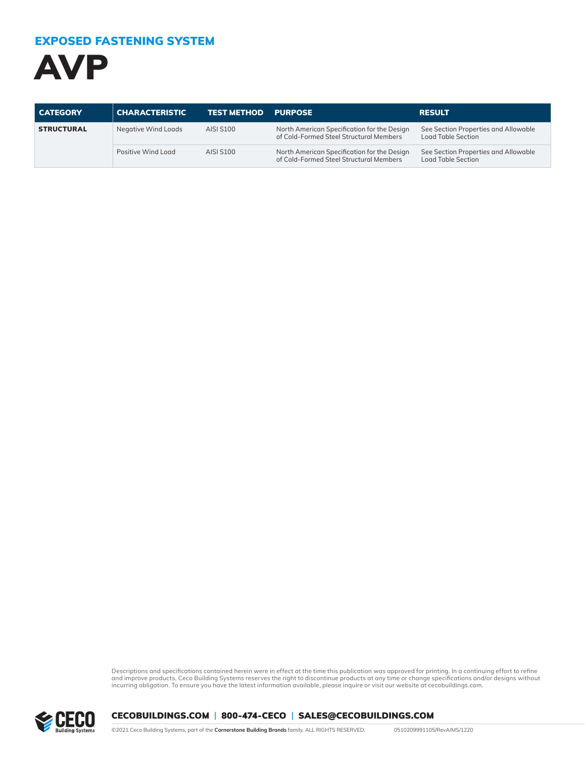## EXPOSED FASTENING SYSTEM

# AVP

| CATEGORY | CHARACTERISTIC | TEST METHOD | PURPOSE | RESULT |
|---|---|---|---|---|
| **STRUCTURAL** | Negative Wind Loads | AISI S100 | North American Specification for the Design of Cold-Formed Steel Structural Members | See Section Properties and Allowable Load Table Section |
| | Positive Wind Load | AISI S100 | North American Specification for the Design of Cold-Formed Steel Structural Members | See Section Properties and Allowable Load Table Section |

Descriptions and specifications contained herein were in effect at the time this publication was approved for printing. In a continuing effort to refine and improve products, Ceco Building Systems reserves the right to discontinue products at any time or change specifications and/or designs without incurring obligation. To ensure you have the latest information available, please inquire or visit our website at cecobuildings.com.

**CECOBUILDINGS.COM | 800-474-CECO | SALES@CECOBUILDINGS.COM**

©2021 Ceco Building Systems, part of the **Cornerstone Building Brands** family. ALL RIGHTS RESERVED. 0510209991105/RevA/MS/1220